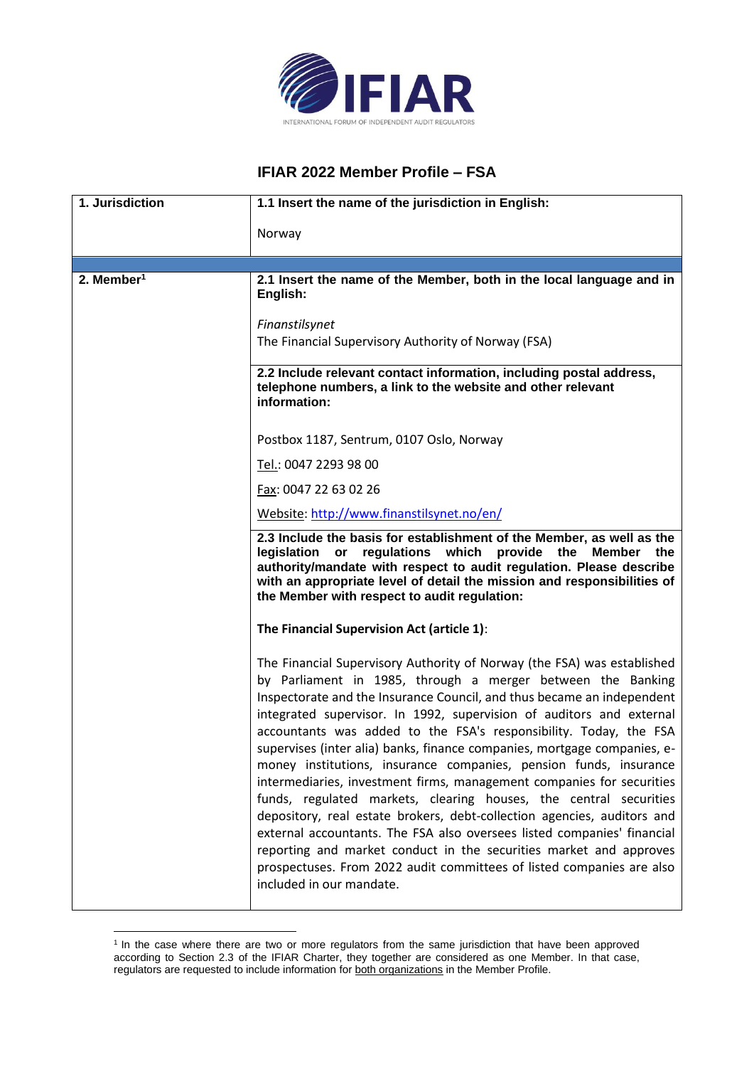# IFIAR 2022 Member Profile – FSA

| 1. Jurisdiction | 1.1 Insert the name of the jurisdiction in English: |
|---|---|
| | Norway |
| | |
| **2. Member**[1] | **2.1 Insert the name of the Member, both in the local language and in English:** |
| | *Finanstilsynet*<br>The Financial Supervisory Authority of Norway (FSA) |
| | **2.2 Include relevant contact information, including postal address, telephone numbers, a link to the website and other relevant information:** |
| | Postbox 1187, Sentrum, 0107 Oslo, Norway<br>Tel.: 0047 2293 98 00<br>Fax: 0047 22 63 02 26<br>Website: http://www.finanstilsynet.no/en/ |
| | **2.3 Include the basis for establishment of the Member, as well as the legislation or regulations which provide the Member the authority/mandate with respect to audit regulation. Please describe with an appropriate level of detail the mission and responsibilities of the Member with respect to audit regulation:** |
| | **The Financial Supervision Act (article 1)**:<br><br>The Financial Supervisory Authority of Norway (the FSA) was established by Parliament in 1985, through a merger between the Banking Inspectorate and the Insurance Council, and thus became an independent integrated supervisor. In 1992, supervision of auditors and external accountants was added to the FSA's responsibility. Today, the FSA supervises (inter alia) banks, finance companies, mortgage companies, e-money institutions, insurance companies, pension funds, insurance intermediaries, investment firms, management companies for securities funds, regulated markets, clearing houses, the central securities depository, real estate brokers, debt-collection agencies, auditors and external accountants. The FSA also oversees listed companies' financial reporting and market conduct in the securities market and approves prospectuses. From 2022 audit committees of listed companies are also included in our mandate. |

[1] In the case where there are two or more regulators from the same jurisdiction that have been approved according to Section 2.3 of the IFIAR Charter, they together are considered as one Member. In that case, regulators are requested to include information for both organizations in the Member Profile.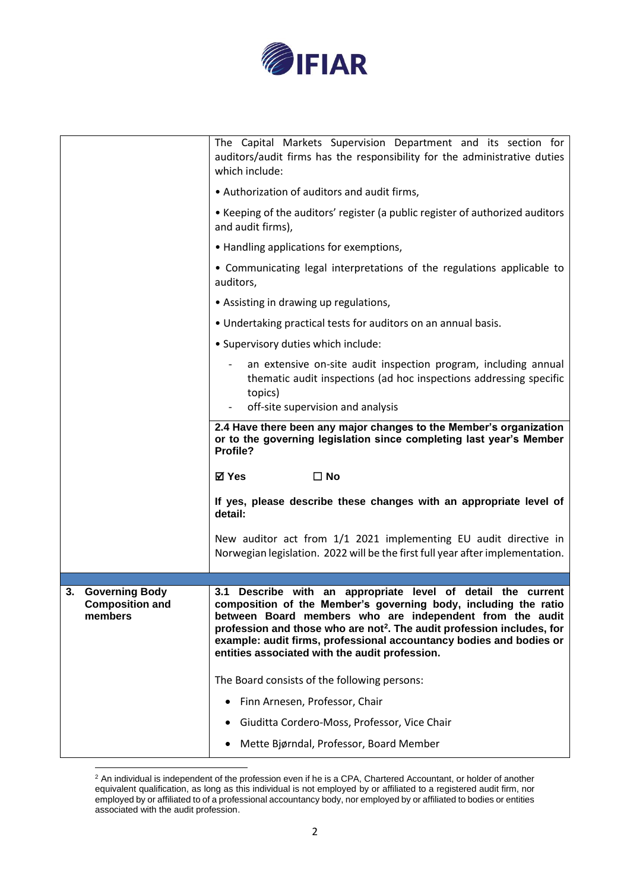| | |
|---|---|
| | The Capital Markets Supervision Department and its section for auditors/audit firms has the responsibility for the administrative duties which include:<br><br>• Authorization of auditors and audit firms,<br><br>• Keeping of the auditors' register (a public register of authorized auditors and audit firms),<br><br>• Handling applications for exemptions,<br><br>• Communicating legal interpretations of the regulations applicable to auditors,<br><br>• Assisting in drawing up regulations,<br><br>• Undertaking practical tests for auditors on an annual basis.<br><br>• Supervisory duties which include:<br><br>- an extensive on-site audit inspection program, including annual thematic audit inspections (ad hoc inspections addressing specific topics)<br>- off-site supervision and analysis |
| | **2.4 Have there been any major changes to the Member's organization or to the governing legislation since completing last year's Member Profile?**<br><br>**☑ Yes ☐ No**<br><br>**If yes, please describe these changes with an appropriate level of detail:**<br><br>New auditor act from 1/1 2021 implementing EU audit directive in Norwegian legislation. 2022 will be the first full year after implementation. |
| | |
| **3. Governing Body Composition and members** | **3.1 Describe with an appropriate level of detail the current composition of the Member's governing body, including the ratio between Board members who are independent from the audit profession and those who are not[2]. The audit profession includes, for example: audit firms, professional accountancy bodies and bodies or entities associated with the audit profession.**<br><br>The Board consists of the following persons:<br><br>• Finn Arnesen, Professor, Chair<br><br>• Giuditta Cordero-Moss, Professor, Vice Chair<br><br>• Mette Bjørndal, Professor, Board Member |

[2] An individual is independent of the profession even if he is a CPA, Chartered Accountant, or holder of another equivalent qualification, as long as this individual is not employed by or affiliated to a registered audit firm, nor employed by or affiliated to of a professional accountancy body, nor employed by or affiliated to bodies or entities associated with the audit profession.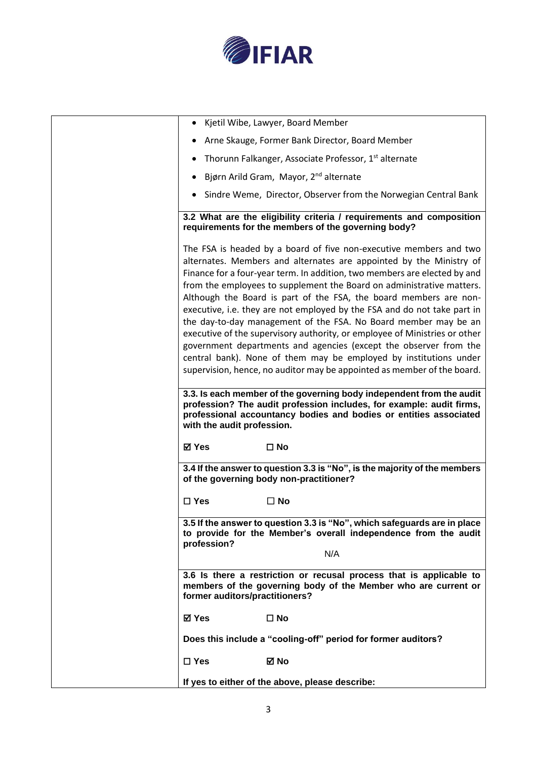| | |
|---|---|
| | • Kjetil Wibe, Lawyer, Board Member<br>• Arne Skauge, Former Bank Director, Board Member<br>• Thorunn Falkanger, Associate Professor, 1st alternate<br>• Bjørn Arild Gram, Mayor, 2nd alternate<br>• Sindre Weme, Director, Observer from the Norwegian Central Bank |
| | **3.2 What are the eligibility criteria / requirements and composition requirements for the members of the governing body?**<br><br>The FSA is headed by a board of five non-executive members and two alternates. Members and alternates are appointed by the Ministry of Finance for a four-year term. In addition, two members are elected by and from the employees to supplement the Board on administrative matters. Although the Board is part of the FSA, the board members are non-executive, i.e. they are not employed by the FSA and do not take part in the day-to-day management of the FSA. No Board member may be an executive of the supervisory authority, or employee of Ministries or other government departments and agencies (except the observer from the central bank). None of them may be employed by institutions under supervision, hence, no auditor may be appointed as member of the board. |
| | **3.3. Is each member of the governing body independent from the audit profession? The audit profession includes, for example: audit firms, professional accountancy bodies and bodies or entities associated with the audit profession.**<br><br>**☑ Yes ☐ No** |
| | **3.4 If the answer to question 3.3 is "No", is the majority of the members of the governing body non-practitioner?**<br><br>**☐ Yes ☐ No** |
| | **3.5 If the answer to question 3.3 is "No", which safeguards are in place to provide for the Member's overall independence from the audit profession?**<br><br>N/A |
| | **3.6 Is there a restriction or recusal process that is applicable to members of the governing body of the Member who are current or former auditors/practitioners?**<br><br>**☑ Yes ☐ No**<br><br>**Does this include a "cooling-off" period for former auditors?**<br><br>**☐ Yes ☑ No**<br><br>**If yes to either of the above, please describe:** |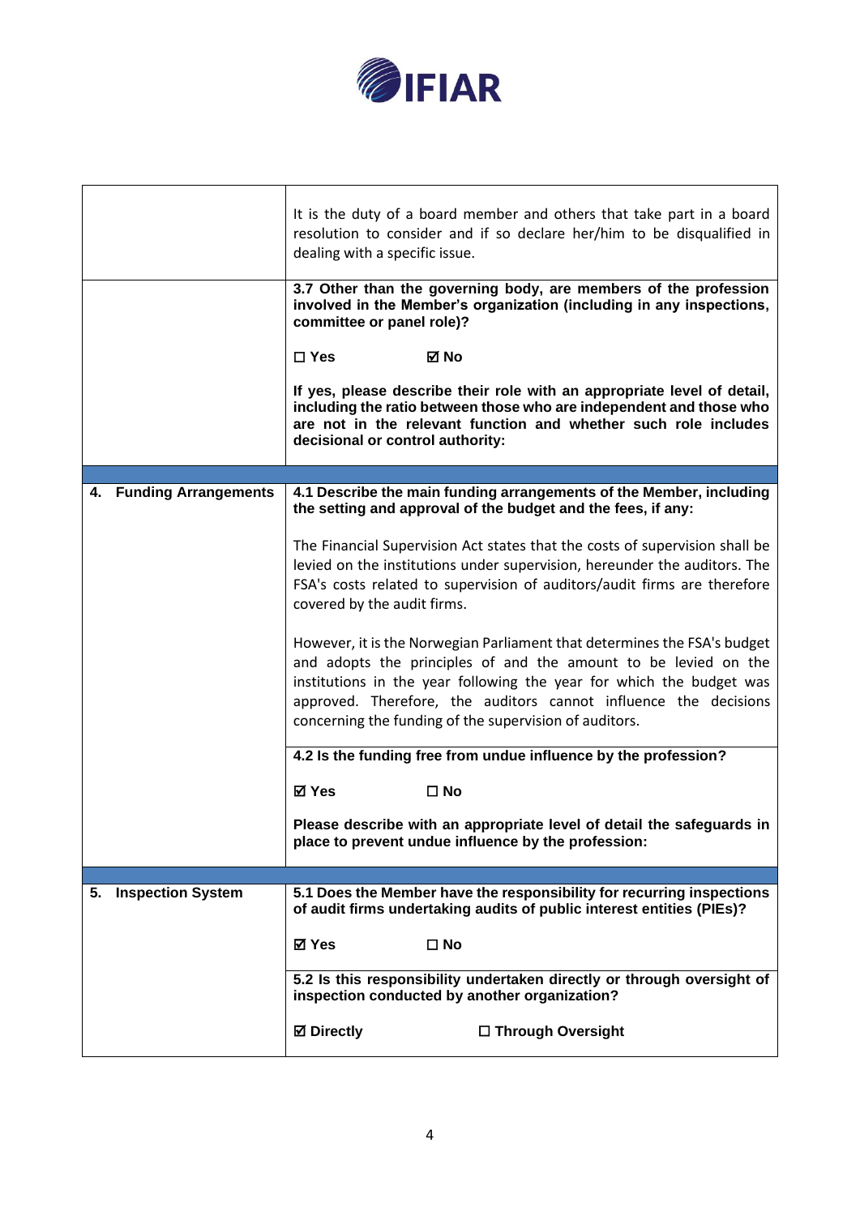| | |
|---|---|
| | It is the duty of a board member and others that take part in a board resolution to consider and if so declare her/him to be disqualified in dealing with a specific issue. |
| | **3.7 Other than the governing body, are members of the profession involved in the Member's organization (including in any inspections, committee or panel role)?**<br><br>**☐ Yes ☑ No**<br><br>**If yes, please describe their role with an appropriate level of detail, including the ratio between those who are independent and those who are not in the relevant function and whether such role includes decisional or control authority:** |
| | |
| **4. Funding Arrangements** | **4.1 Describe the main funding arrangements of the Member, including the setting and approval of the budget and the fees, if any:**<br><br>The Financial Supervision Act states that the costs of supervision shall be levied on the institutions under supervision, hereunder the auditors. The FSA's costs related to supervision of auditors/audit firms are therefore covered by the audit firms.<br><br>However, it is the Norwegian Parliament that determines the FSA's budget and adopts the principles of and the amount to be levied on the institutions in the year following the year for which the budget was approved. Therefore, the auditors cannot influence the decisions concerning the funding of the supervision of auditors. |
| | **4.2 Is the funding free from undue influence by the profession?**<br><br>**☑ Yes ☐ No**<br><br>**Please describe with an appropriate level of detail the safeguards in place to prevent undue influence by the profession:** |
| | |
| **5. Inspection System** | **5.1 Does the Member have the responsibility for recurring inspections of audit firms undertaking audits of public interest entities (PIEs)?**<br><br>**☑ Yes ☐ No** |
| | **5.2 Is this responsibility undertaken directly or through oversight of inspection conducted by another organization?**<br><br>**☑ Directly ☐ Through Oversight** |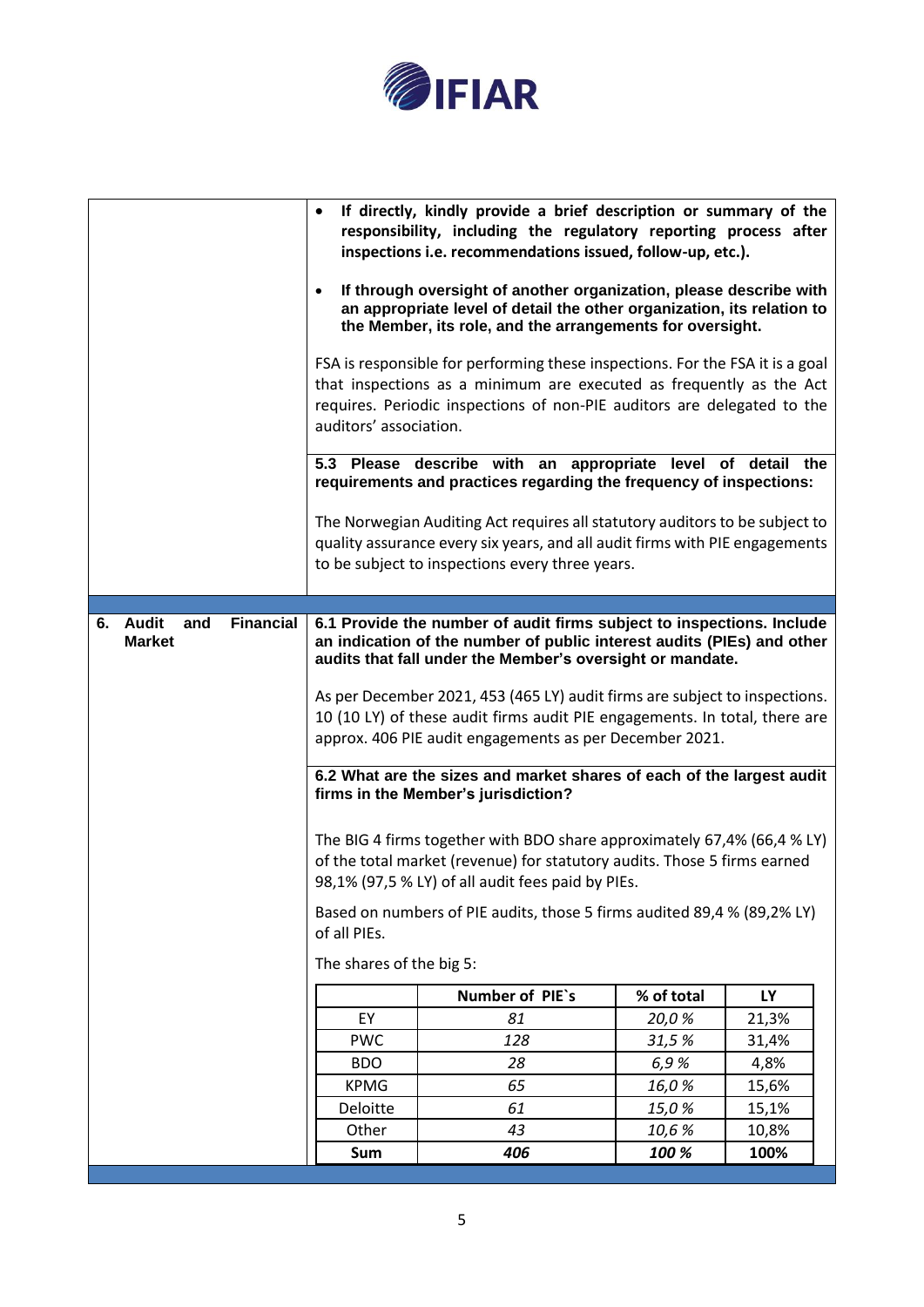- **If directly, kindly provide a brief description or summary of the responsibility, including the regulatory reporting process after inspections i.e. recommendations issued, follow-up, etc.).**
- **If through oversight of another organization, please describe with an appropriate level of detail the other organization, its relation to the Member, its role, and the arrangements for oversight.**

FSA is responsible for performing these inspections. For the FSA it is a goal that inspections as a minimum are executed as frequently as the Act requires. Periodic inspections of non-PIE auditors are delegated to the auditors' association.

**5.3 Please describe with an appropriate level of detail the requirements and practices regarding the frequency of inspections:**

The Norwegian Auditing Act requires all statutory auditors to be subject to quality assurance every six years, and all audit firms with PIE engagements to be subject to inspections every three years.

## 6. Audit and Financial Market

**6.1 Provide the number of audit firms subject to inspections. Include an indication of the number of public interest audits (PIEs) and other audits that fall under the Member's oversight or mandate.**

As per December 2021, 453 (465 LY) audit firms are subject to inspections. 10 (10 LY) of these audit firms audit PIE engagements. In total, there are approx. 406 PIE audit engagements as per December 2021.

**6.2 What are the sizes and market shares of each of the largest audit firms in the Member's jurisdiction?**

The BIG 4 firms together with BDO share approximately 67,4% (66,4 % LY) of the total market (revenue) for statutory audits. Those 5 firms earned 98,1% (97,5 % LY) of all audit fees paid by PIEs.

Based on numbers of PIE audits, those 5 firms audited 89,4 % (89,2% LY) of all PIEs.

The shares of the big 5:

| | **Number of PIE`s** | **% of total** | **LY** |
|---|---|---|---|
| EY | *81* | *20,0 %* | 21,3% |
| PWC | *128* | *31,5 %* | 31,4% |
| BDO | *28* | *6,9 %* | 4,8% |
| KPMG | *65* | *16,0 %* | 15,6% |
| Deloitte | *61* | *15,0 %* | 15,1% |
| Other | *43* | *10,6 %* | 10,8% |
| **Sum** | ***406*** | ***100 %*** | **100%** |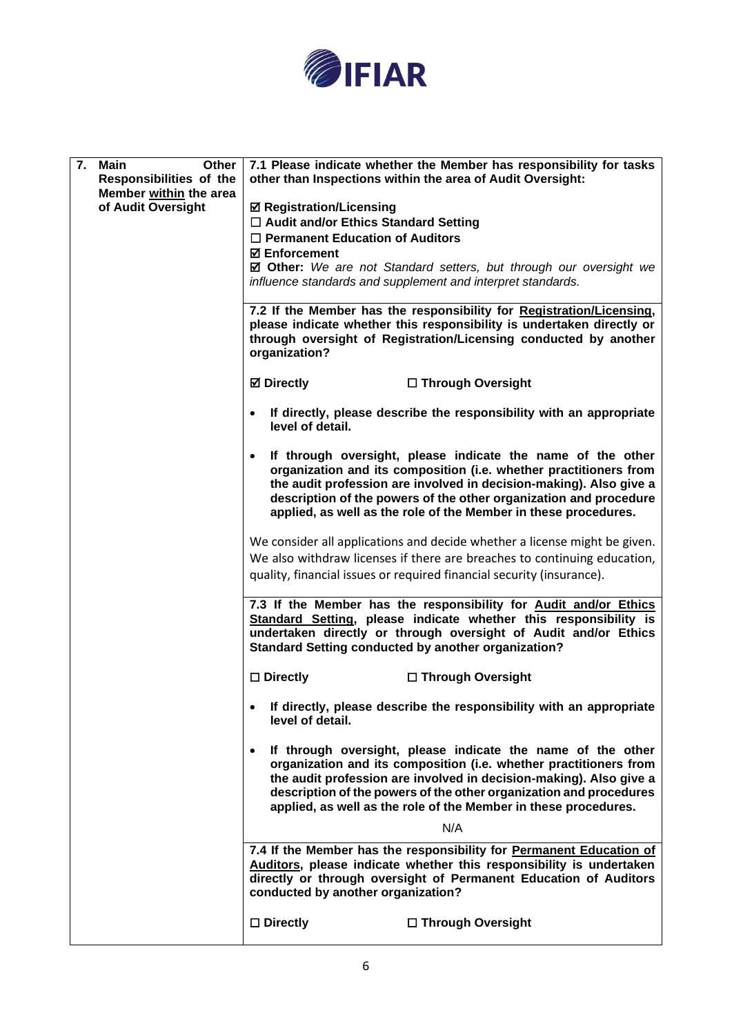| 7. **Main Other Responsibilities of the Member <u>within</u> the area of Audit Oversight** | **7.1 Please indicate whether the Member has responsibility for tasks other than Inspections within the area of Audit Oversight:**<br><br>☑ **Registration/Licensing**<br>☐ **Audit and/or Ethics Standard Setting**<br>☐ **Permanent Education of Auditors**<br>☑ **Enforcement**<br>☑ **Other:** *We are not Standard setters, but through our oversight we influence standards and supplement and interpret standards.* |
|---|---|
| | **7.2 If the Member has the responsibility for <u>Registration/Licensing</u>, please indicate whether this responsibility is undertaken directly or through oversight of Registration/Licensing conducted by another organization?**<br><br>☑ **Directly** ☐ **Through Oversight**<br><br>• **If directly, please describe the responsibility with an appropriate level of detail.**<br><br>• **If through oversight, please indicate the name of the other organization and its composition (i.e. whether practitioners from the audit profession are involved in decision-making). Also give a description of the powers of the other organization and procedure applied, as well as the role of the Member in these procedures.**<br><br>We consider all applications and decide whether a license might be given. We also withdraw licenses if there are breaches to continuing education, quality, financial issues or required financial security (insurance). |
| | **7.3 If the Member has the responsibility for <u>Audit and/or Ethics Standard Setting</u>, please indicate whether this responsibility is undertaken directly or through oversight of Audit and/or Ethics Standard Setting conducted by another organization?**<br><br>☐ **Directly** ☐ **Through Oversight**<br><br>• **If directly, please describe the responsibility with an appropriate level of detail.**<br><br>• **If through oversight, please indicate the name of the other organization and its composition (i.e. whether practitioners from the audit profession are involved in decision-making). Also give a description of the powers of the other organization and procedures applied, as well as the role of the Member in these procedures.**<br><br>N/A |
| | **7.4 If the Member has the responsibility for <u>Permanent Education of Auditors</u>, please indicate whether this responsibility is undertaken directly or through oversight of Permanent Education of Auditors conducted by another organization?**<br><br>☐ **Directly** ☐ **Through Oversight** |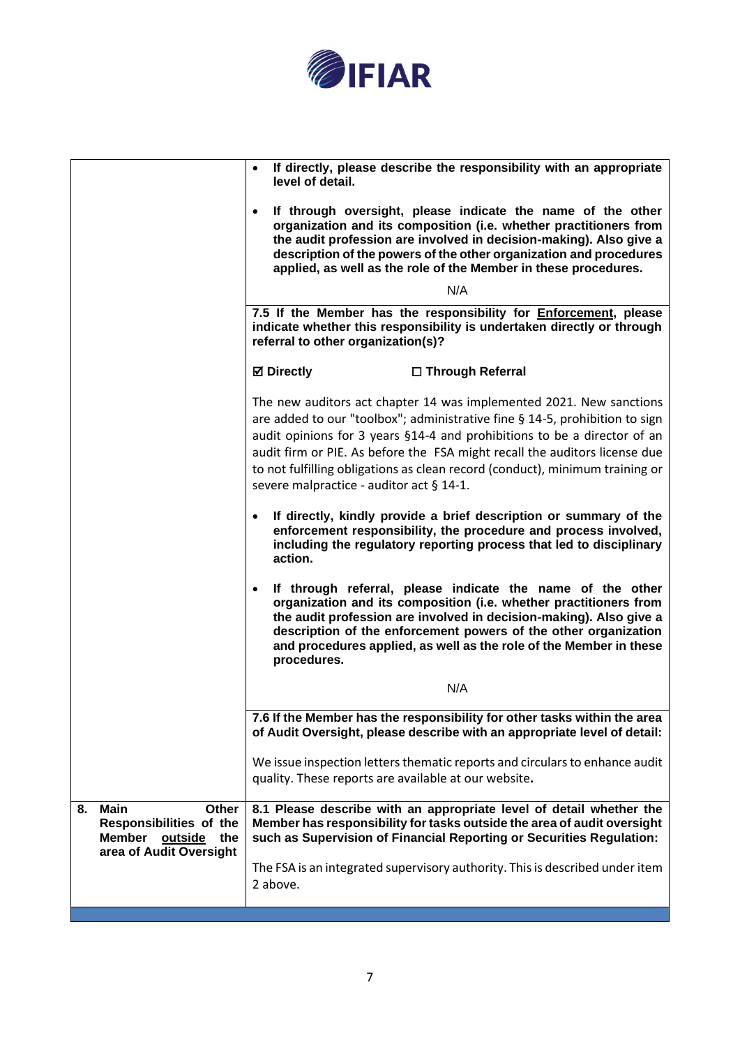| | |
|---|---|
| | • **If directly, please describe the responsibility with an appropriate level of detail.**<br><br>• **If through oversight, please indicate the name of the other organization and its composition (i.e. whether practitioners from the audit profession are involved in decision-making). Also give a description of the powers of the other organization and procedures applied, as well as the role of the Member in these procedures.**<br><br>N/A |
| | **7.5 If the Member has the responsibility for <u>Enforcement</u>, please indicate whether this responsibility is undertaken directly or through referral to other organization(s)?**<br><br>**☑ Directly** **☐ Through Referral**<br><br>The new auditors act chapter 14 was implemented 2021. New sanctions are added to our "toolbox"; administrative fine § 14-5, prohibition to sign audit opinions for 3 years §14-4 and prohibitions to be a director of an audit firm or PIE. As before the FSA might recall the auditors license due to not fulfilling obligations as clean record (conduct), minimum training or severe malpractice - auditor act § 14-1.<br><br>• **If directly, kindly provide a brief description or summary of the enforcement responsibility, the procedure and process involved, including the regulatory reporting process that led to disciplinary action.**<br><br>• **If through referral, please indicate the name of the other organization and its composition (i.e. whether practitioners from the audit profession are involved in decision-making). Also give a description of the enforcement powers of the other organization and procedures applied, as well as the role of the Member in these procedures.**<br><br>N/A |
| | **7.6 If the Member has the responsibility for other tasks within the area of Audit Oversight, please describe with an appropriate level of detail:**<br><br>We issue inspection letters thematic reports and circulars to enhance audit quality. These reports are available at our website**.** |
| **8. Main Other Responsibilities of the Member <u>outside</u> the area of Audit Oversight** | **8.1 Please describe with an appropriate level of detail whether the Member has responsibility for tasks outside the area of audit oversight such as Supervision of Financial Reporting or Securities Regulation:**<br><br>The FSA is an integrated supervisory authority. This is described under item 2 above. |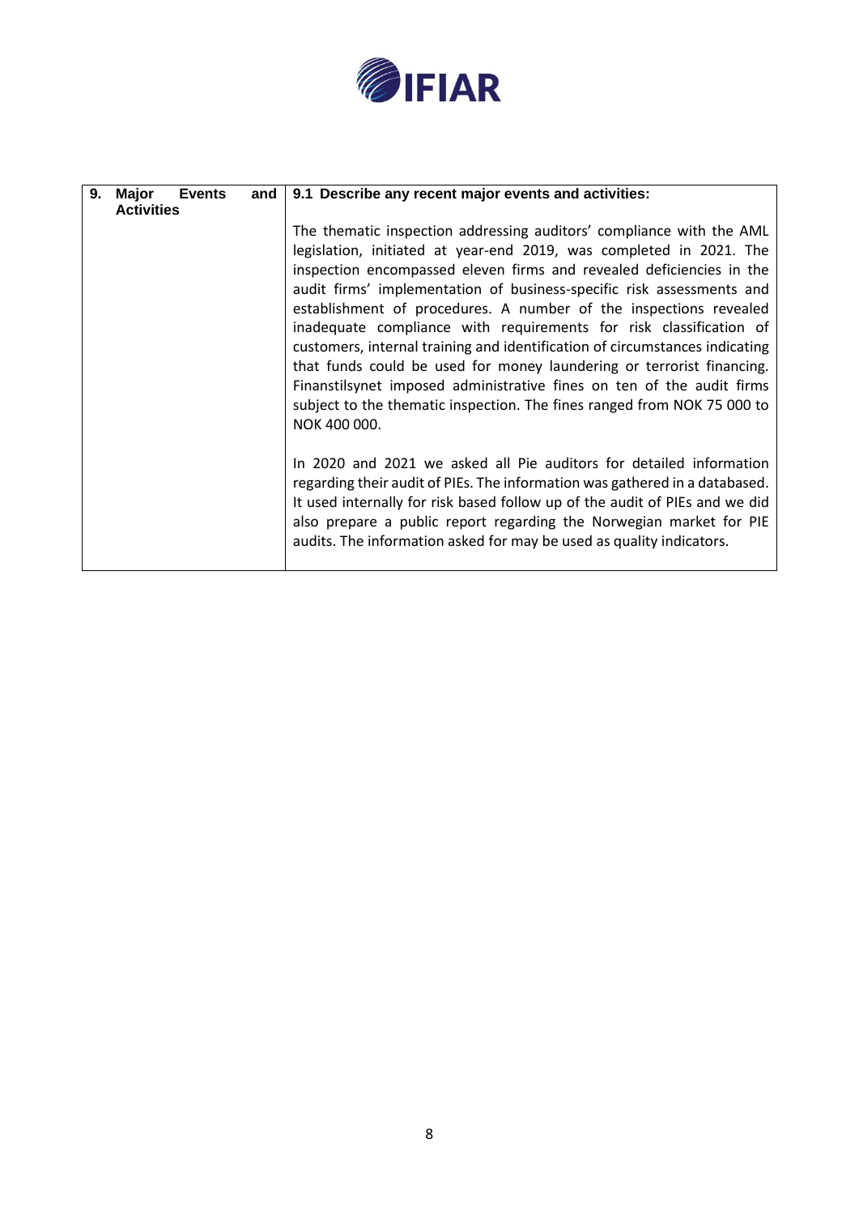| 9. Major Events and Activities | 9.1 Describe any recent major events and activities: |
|---|---|
| | The thematic inspection addressing auditors' compliance with the AML legislation, initiated at year-end 2019, was completed in 2021. The inspection encompassed eleven firms and revealed deficiencies in the audit firms' implementation of business-specific risk assessments and establishment of procedures. A number of the inspections revealed inadequate compliance with requirements for risk classification of customers, internal training and identification of circumstances indicating that funds could be used for money laundering or terrorist financing. Finanstilsynet imposed administrative fines on ten of the audit firms subject to the thematic inspection. The fines ranged from NOK 75 000 to NOK 400 000.<br><br>In 2020 and 2021 we asked all Pie auditors for detailed information regarding their audit of PIEs. The information was gathered in a databased. It used internally for risk based follow up of the audit of PIEs and we did also prepare a public report regarding the Norwegian market for PIE audits. The information asked for may be used as quality indicators. |